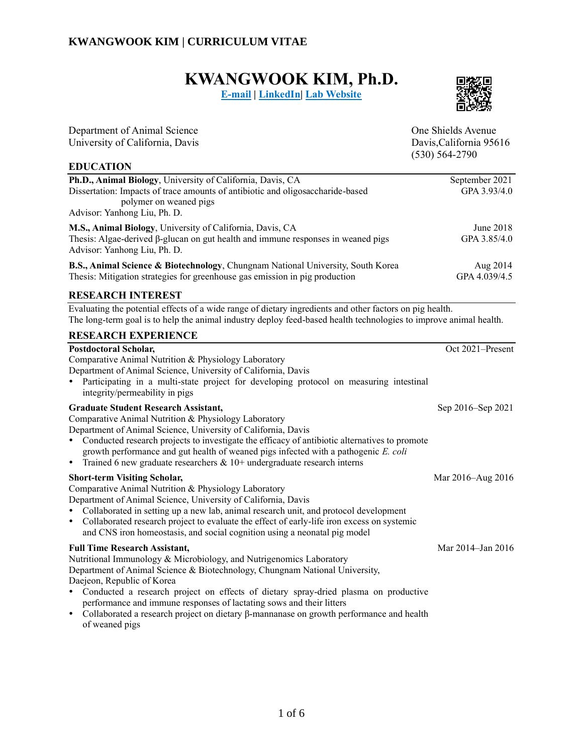# KWANGWOOK KIM, Ph.D.

E-mail | LinkedIn| Lab Website

Department of Animal Science
University of California, Davis

One Shields Avenue
Davis,California 95616
(530) 564-2790

## EDUCATION

**Ph.D., Animal Biology**, University of California, Davis, CA — September 2021
Dissertation: Impacts of trace amounts of antibiotic and oligosaccharide-based polymer on weaned pigs — GPA 3.93/4.0
Advisor: Yanhong Liu, Ph. D.

**M.S., Animal Biology**, University of California, Davis, CA — June 2018
Thesis: Algae-derived β-glucan on gut health and immune responses in weaned pigs — GPA 3.85/4.0
Advisor: Yanhong Liu, Ph. D.

**B.S., Animal Science & Biotechnology**, Chungnam National University, South Korea — Aug 2014
Thesis: Mitigation strategies for greenhouse gas emission in pig production — GPA 4.039/4.5

## RESEARCH INTEREST

Evaluating the potential effects of a wide range of dietary ingredients and other factors on pig health.
The long-term goal is to help the animal industry deploy feed-based health technologies to improve animal health.

## RESEARCH EXPERIENCE

**Postdoctoral Scholar,** — Oct 2021–Present
Comparative Animal Nutrition & Physiology Laboratory
Department of Animal Science, University of California, Davis

- Participating in a multi-state project for developing protocol on measuring intestinal integrity/permeability in pigs

**Graduate Student Research Assistant,** — Sep 2016–Sep 2021
Comparative Animal Nutrition & Physiology Laboratory
Department of Animal Science, University of California, Davis

- Conducted research projects to investigate the efficacy of antibiotic alternatives to promote growth performance and gut health of weaned pigs infected with a pathogenic *E. coli*
- Trained 6 new graduate researchers & 10+ undergraduate research interns

**Short-term Visiting Scholar,** — Mar 2016–Aug 2016
Comparative Animal Nutrition & Physiology Laboratory
Department of Animal Science, University of California, Davis

- Collaborated in setting up a new lab, animal research unit, and protocol development
- Collaborated research project to evaluate the effect of early-life iron excess on systemic and CNS iron homeostasis, and social cognition using a neonatal pig model

**Full Time Research Assistant,** — Mar 2014–Jan 2016
Nutritional Immunology & Microbiology, and Nutrigenomics Laboratory
Department of Animal Science & Biotechnology, Chungnam National University, Daejeon, Republic of Korea

- Conducted a research project on effects of dietary spray-dried plasma on productive performance and immune responses of lactating sows and their litters
- Collaborated a research project on dietary β-mannanase on growth performance and health of weaned pigs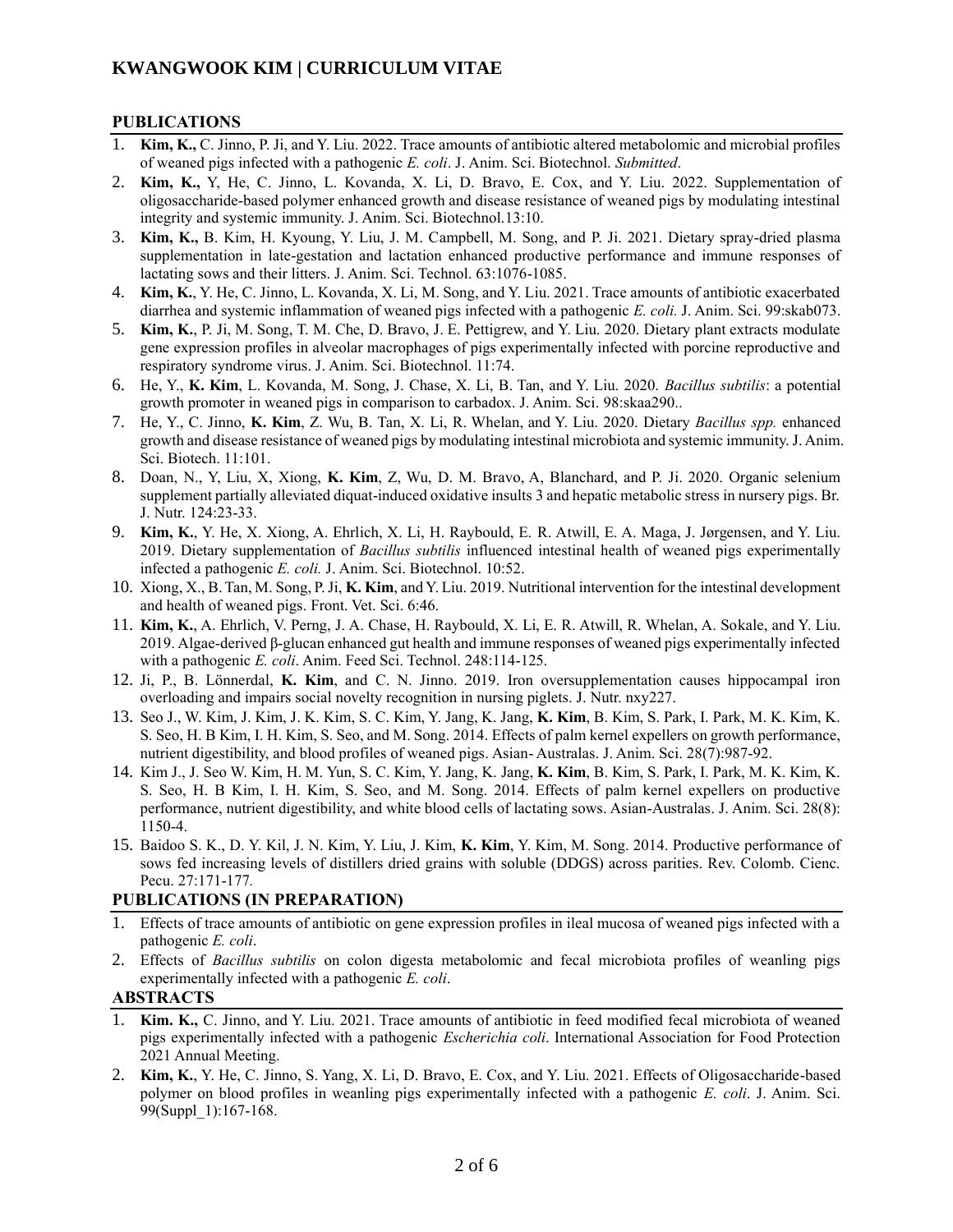## PUBLICATIONS

1. **Kim, K.,** C. Jinno, P. Ji, and Y. Liu. 2022. Trace amounts of antibiotic altered metabolomic and microbial profiles of weaned pigs infected with a pathogenic *E. coli*. J. Anim. Sci. Biotechnol. *Submitted*.
2. **Kim, K.,** Y, He, C. Jinno, L. Kovanda, X. Li, D. Bravo, E. Cox, and Y. Liu. 2022. Supplementation of oligosaccharide-based polymer enhanced growth and disease resistance of weaned pigs by modulating intestinal integrity and systemic immunity. J. Anim. Sci. Biotechnol.13:10.
3. **Kim, K.,** B. Kim, H. Kyoung, Y. Liu, J. M. Campbell, M. Song, and P. Ji. 2021. Dietary spray-dried plasma supplementation in late-gestation and lactation enhanced productive performance and immune responses of lactating sows and their litters. J. Anim. Sci. Technol. 63:1076-1085.
4. **Kim, K.**, Y. He, C. Jinno, L. Kovanda, X. Li, M. Song, and Y. Liu. 2021. Trace amounts of antibiotic exacerbated diarrhea and systemic inflammation of weaned pigs infected with a pathogenic *E. coli.* J. Anim. Sci. 99:skab073.
5. **Kim, K.**, P. Ji, M. Song, T. M. Che, D. Bravo, J. E. Pettigrew, and Y. Liu. 2020. Dietary plant extracts modulate gene expression profiles in alveolar macrophages of pigs experimentally infected with porcine reproductive and respiratory syndrome virus. J. Anim. Sci. Biotechnol. 11:74.
6. He, Y., **K. Kim**, L. Kovanda, M. Song, J. Chase, X. Li, B. Tan, and Y. Liu. 2020. *Bacillus subtilis*: a potential growth promoter in weaned pigs in comparison to carbadox. J. Anim. Sci. 98:skaa290..
7. He, Y., C. Jinno, **K. Kim**, Z. Wu, B. Tan, X. Li, R. Whelan, and Y. Liu. 2020. Dietary *Bacillus spp.* enhanced growth and disease resistance of weaned pigs by modulating intestinal microbiota and systemic immunity. J. Anim. Sci. Biotech. 11:101.
8. Doan, N., Y, Liu, X, Xiong, **K. Kim**, Z, Wu, D. M. Bravo, A, Blanchard, and P. Ji. 2020. Organic selenium supplement partially alleviated diquat-induced oxidative insults 3 and hepatic metabolic stress in nursery pigs. Br. J. Nutr. 124:23-33.
9. **Kim, K.**, Y. He, X. Xiong, A. Ehrlich, X. Li, H. Raybould, E. R. Atwill, E. A. Maga, J. Jørgensen, and Y. Liu. 2019. Dietary supplementation of *Bacillus subtilis* influenced intestinal health of weaned pigs experimentally infected a pathogenic *E. coli.* J. Anim. Sci. Biotechnol. 10:52.
10. Xiong, X., B. Tan, M. Song, P. Ji, **K. Kim**, and Y. Liu. 2019. Nutritional intervention for the intestinal development and health of weaned pigs. Front. Vet. Sci. 6:46.
11. **Kim, K.**, A. Ehrlich, V. Perng, J. A. Chase, H. Raybould, X. Li, E. R. Atwill, R. Whelan, A. Sokale, and Y. Liu. 2019. Algae-derived β-glucan enhanced gut health and immune responses of weaned pigs experimentally infected with a pathogenic *E. coli*. Anim. Feed Sci. Technol. 248:114-125.
12. Ji, P., B. Lönnerdal, **K. Kim**, and C. N. Jinno. 2019. Iron oversupplementation causes hippocampal iron overloading and impairs social novelty recognition in nursing piglets. J. Nutr. nxy227.
13. Seo J., W. Kim, J. Kim, J. K. Kim, S. C. Kim, Y. Jang, K. Jang, **K. Kim**, B. Kim, S. Park, I. Park, M. K. Kim, K. S. Seo, H. B Kim, I. H. Kim, S. Seo, and M. Song. 2014. Effects of palm kernel expellers on growth performance, nutrient digestibility, and blood profiles of weaned pigs. Asian- Australas. J. Anim. Sci. 28(7):987-92.
14. Kim J., J. Seo W. Kim, H. M. Yun, S. C. Kim, Y. Jang, K. Jang, **K. Kim**, B. Kim, S. Park, I. Park, M. K. Kim, K. S. Seo, H. B Kim, I. H. Kim, S. Seo, and M. Song. 2014. Effects of palm kernel expellers on productive performance, nutrient digestibility, and white blood cells of lactating sows. Asian-Australas. J. Anim. Sci. 28(8): 1150-4.
15. Baidoo S. K., D. Y. Kil, J. N. Kim, Y. Liu, J. Kim, **K. Kim**, Y. Kim, M. Song. 2014. Productive performance of sows fed increasing levels of distillers dried grains with soluble (DDGS) across parities. Rev. Colomb. Cienc. Pecu. 27:171-177.

## PUBLICATIONS (IN PREPARATION)

1. Effects of trace amounts of antibiotic on gene expression profiles in ileal mucosa of weaned pigs infected with a pathogenic *E. coli*.
2. Effects of *Bacillus subtilis* on colon digesta metabolomic and fecal microbiota profiles of weanling pigs experimentally infected with a pathogenic *E. coli*.

## ABSTRACTS

1. **Kim. K.,** C. Jinno, and Y. Liu. 2021. Trace amounts of antibiotic in feed modified fecal microbiota of weaned pigs experimentally infected with a pathogenic *Escherichia coli*. International Association for Food Protection 2021 Annual Meeting.
2. **Kim, K.**, Y. He, C. Jinno, S. Yang, X. Li, D. Bravo, E. Cox, and Y. Liu. 2021. Effects of Oligosaccharide-based polymer on blood profiles in weanling pigs experimentally infected with a pathogenic *E. coli*. J. Anim. Sci. 99(Suppl_1):167-168.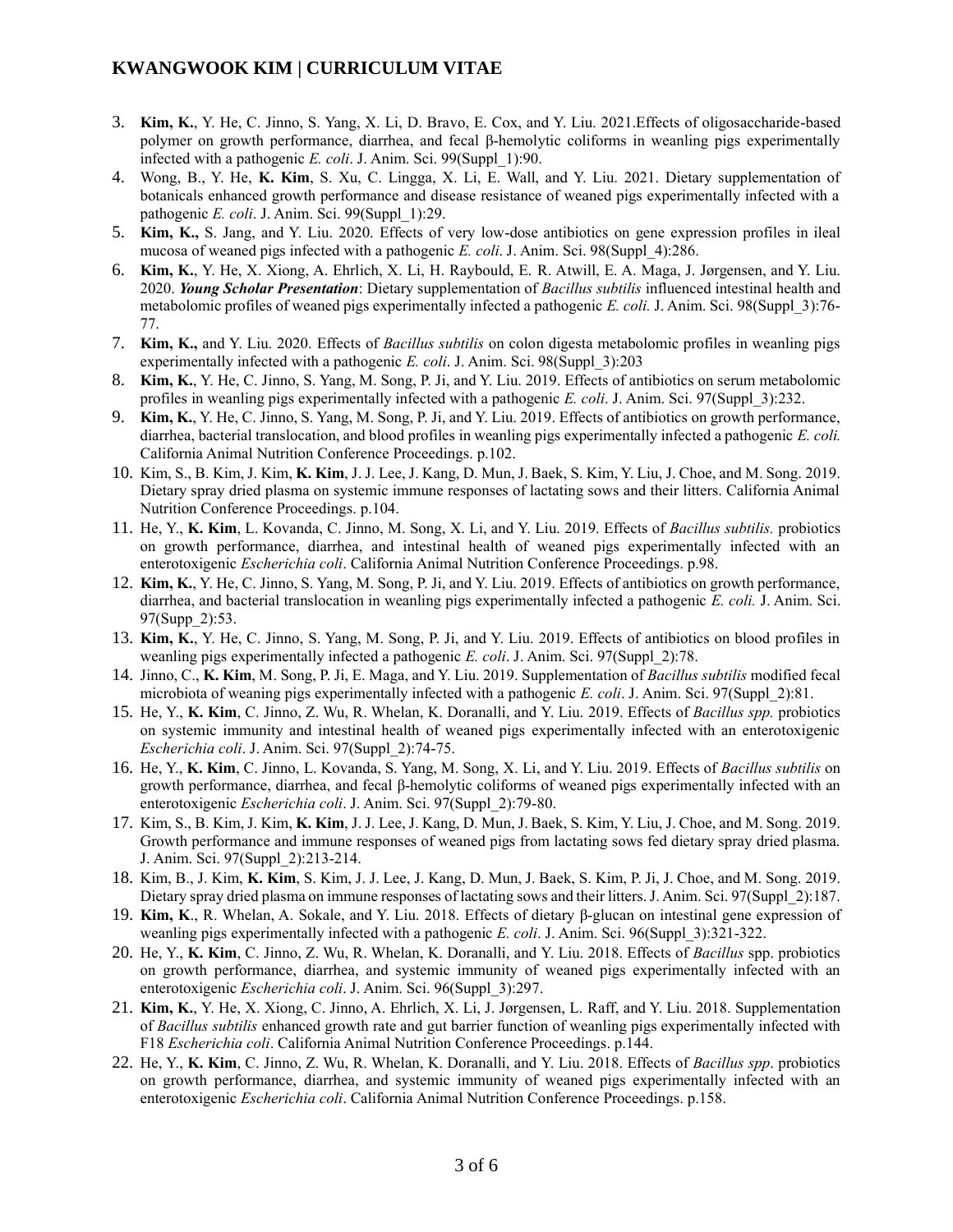3. **Kim, K.**, Y. He, C. Jinno, S. Yang, X. Li, D. Bravo, E. Cox, and Y. Liu. 2021.Effects of oligosaccharide-based polymer on growth performance, diarrhea, and fecal β-hemolytic coliforms in weanling pigs experimentally infected with a pathogenic *E. coli*. J. Anim. Sci. 99(Suppl_1):90.
4. Wong, B., Y. He, **K. Kim**, S. Xu, C. Lingga, X. Li, E. Wall, and Y. Liu. 2021. Dietary supplementation of botanicals enhanced growth performance and disease resistance of weaned pigs experimentally infected with a pathogenic *E. coli*. J. Anim. Sci. 99(Suppl_1):29.
5. **Kim, K.,** S. Jang, and Y. Liu. 2020. Effects of very low-dose antibiotics on gene expression profiles in ileal mucosa of weaned pigs infected with a pathogenic *E. coli*. J. Anim. Sci. 98(Suppl_4):286.
6. **Kim, K.**, Y. He, X. Xiong, A. Ehrlich, X. Li, H. Raybould, E. R. Atwill, E. A. Maga, J. Jørgensen, and Y. Liu. 2020. ***Young Scholar Presentation***: Dietary supplementation of *Bacillus subtilis* influenced intestinal health and metabolomic profiles of weaned pigs experimentally infected a pathogenic *E. coli.* J. Anim. Sci. 98(Suppl_3):76-77.
7. **Kim, K.,** and Y. Liu. 2020. Effects of *Bacillus subtilis* on colon digesta metabolomic profiles in weanling pigs experimentally infected with a pathogenic *E. coli*. J. Anim. Sci. 98(Suppl_3):203
8. **Kim, K.**, Y. He, C. Jinno, S. Yang, M. Song, P. Ji, and Y. Liu. 2019. Effects of antibiotics on serum metabolomic profiles in weanling pigs experimentally infected with a pathogenic *E. coli*. J. Anim. Sci. 97(Suppl_3):232.
9. **Kim, K.**, Y. He, C. Jinno, S. Yang, M. Song, P. Ji, and Y. Liu. 2019. Effects of antibiotics on growth performance, diarrhea, bacterial translocation, and blood profiles in weanling pigs experimentally infected a pathogenic *E. coli.* California Animal Nutrition Conference Proceedings. p.102.
10. Kim, S., B. Kim, J. Kim, **K. Kim**, J. J. Lee, J. Kang, D. Mun, J. Baek, S. Kim, Y. Liu, J. Choe, and M. Song. 2019. Dietary spray dried plasma on systemic immune responses of lactating sows and their litters. California Animal Nutrition Conference Proceedings. p.104.
11. He, Y., **K. Kim**, L. Kovanda, C. Jinno, M. Song, X. Li, and Y. Liu. 2019. Effects of *Bacillus subtilis.* probiotics on growth performance, diarrhea, and intestinal health of weaned pigs experimentally infected with an enterotoxigenic *Escherichia coli*. California Animal Nutrition Conference Proceedings. p.98.
12. **Kim, K.**, Y. He, C. Jinno, S. Yang, M. Song, P. Ji, and Y. Liu. 2019. Effects of antibiotics on growth performance, diarrhea, and bacterial translocation in weanling pigs experimentally infected a pathogenic *E. coli.* J. Anim. Sci. 97(Supp_2):53.
13. **Kim, K.**, Y. He, C. Jinno, S. Yang, M. Song, P. Ji, and Y. Liu. 2019. Effects of antibiotics on blood profiles in weanling pigs experimentally infected a pathogenic *E. coli*. J. Anim. Sci. 97(Suppl_2):78.
14. Jinno, C., **K. Kim**, M. Song, P. Ji, E. Maga, and Y. Liu. 2019. Supplementation of *Bacillus subtilis* modified fecal microbiota of weaning pigs experimentally infected with a pathogenic *E. coli*. J. Anim. Sci. 97(Suppl_2):81.
15. He, Y., **K. Kim**, C. Jinno, Z. Wu, R. Whelan, K. Doranalli, and Y. Liu. 2019. Effects of *Bacillus spp.* probiotics on systemic immunity and intestinal health of weaned pigs experimentally infected with an enterotoxigenic *Escherichia coli*. J. Anim. Sci. 97(Suppl_2):74-75.
16. He, Y., **K. Kim**, C. Jinno, L. Kovanda, S. Yang, M. Song, X. Li, and Y. Liu. 2019. Effects of *Bacillus subtilis* on growth performance, diarrhea, and fecal β-hemolytic coliforms of weaned pigs experimentally infected with an enterotoxigenic *Escherichia coli*. J. Anim. Sci. 97(Suppl_2):79-80.
17. Kim, S., B. Kim, J. Kim, **K. Kim**, J. J. Lee, J. Kang, D. Mun, J. Baek, S. Kim, Y. Liu, J. Choe, and M. Song. 2019. Growth performance and immune responses of weaned pigs from lactating sows fed dietary spray dried plasma. J. Anim. Sci. 97(Suppl_2):213-214.
18. Kim, B., J. Kim, **K. Kim**, S. Kim, J. J. Lee, J. Kang, D. Mun, J. Baek, S. Kim, P. Ji, J. Choe, and M. Song. 2019. Dietary spray dried plasma on immune responses of lactating sows and their litters. J. Anim. Sci. 97(Suppl_2):187.
19. **Kim, K**., R. Whelan, A. Sokale, and Y. Liu. 2018. Effects of dietary β-glucan on intestinal gene expression of weanling pigs experimentally infected with a pathogenic *E. coli*. J. Anim. Sci. 96(Suppl_3):321-322.
20. He, Y., **K. Kim**, C. Jinno, Z. Wu, R. Whelan, K. Doranalli, and Y. Liu. 2018. Effects of *Bacillus* spp. probiotics on growth performance, diarrhea, and systemic immunity of weaned pigs experimentally infected with an enterotoxigenic *Escherichia coli*. J. Anim. Sci. 96(Suppl_3):297.
21. **Kim, K.**, Y. He, X. Xiong, C. Jinno, A. Ehrlich, X. Li, J. Jørgensen, L. Raff, and Y. Liu. 2018. Supplementation of *Bacillus subtilis* enhanced growth rate and gut barrier function of weanling pigs experimentally infected with F18 *Escherichia coli*. California Animal Nutrition Conference Proceedings. p.144.
22. He, Y., **K. Kim**, C. Jinno, Z. Wu, R. Whelan, K. Doranalli, and Y. Liu. 2018. Effects of *Bacillus spp*. probiotics on growth performance, diarrhea, and systemic immunity of weaned pigs experimentally infected with an enterotoxigenic *Escherichia coli*. California Animal Nutrition Conference Proceedings. p.158.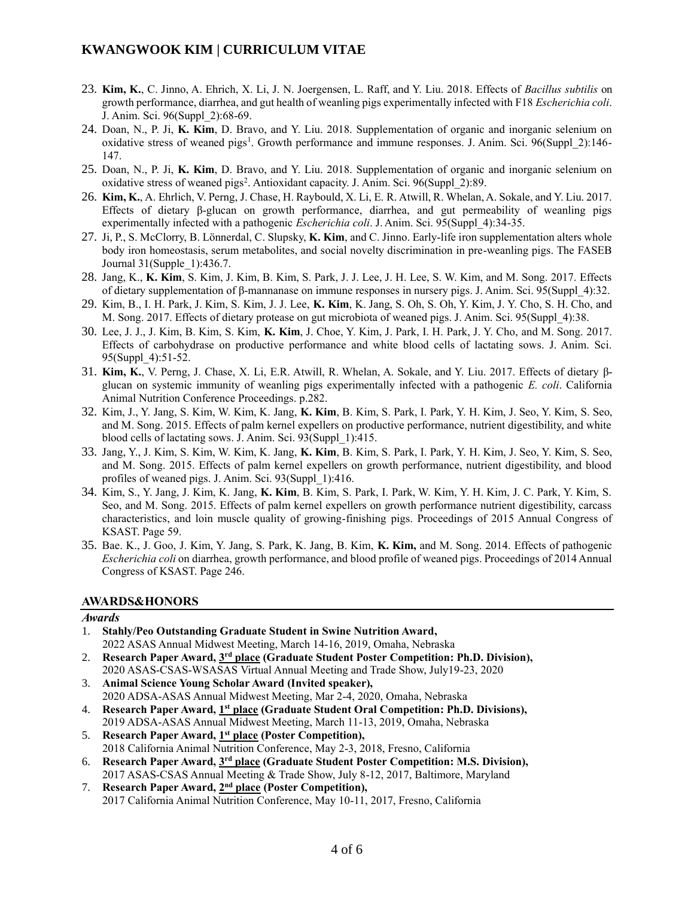23. **Kim, K.**, C. Jinno, A. Ehrich, X. Li, J. N. Joergensen, L. Raff, and Y. Liu. 2018. Effects of *Bacillus subtilis* on growth performance, diarrhea, and gut health of weanling pigs experimentally infected with F18 *Escherichia coli*. J. Anim. Sci. 96(Suppl_2):68-69.
24. Doan, N., P. Ji, **K. Kim**, D. Bravo, and Y. Liu. 2018. Supplementation of organic and inorganic selenium on oxidative stress of weaned pigs[1]. Growth performance and immune responses. J. Anim. Sci. 96(Suppl_2):146-147.
25. Doan, N., P. Ji, **K. Kim**, D. Bravo, and Y. Liu. 2018. Supplementation of organic and inorganic selenium on oxidative stress of weaned pigs[2]. Antioxidant capacity. J. Anim. Sci. 96(Suppl_2):89.
26. **Kim, K.**, A. Ehrlich, V. Perng, J. Chase, H. Raybould, X. Li, E. R. Atwill, R. Whelan, A. Sokale, and Y. Liu. 2017. Effects of dietary β-glucan on growth performance, diarrhea, and gut permeability of weanling pigs experimentally infected with a pathogenic *Escherichia coli*. J. Anim. Sci. 95(Suppl_4):34-35.
27. Ji, P., S. McClorry, B. Lönnerdal, C. Slupsky, **K. Kim**, and C. Jinno. Early-life iron supplementation alters whole body iron homeostasis, serum metabolites, and social novelty discrimination in pre-weanling pigs. The FASEB Journal 31(Supple_1):436.7.
28. Jang, K., **K. Kim**, S. Kim, J. Kim, B. Kim, S. Park, J. J. Lee, J. H. Lee, S. W. Kim, and M. Song. 2017. Effects of dietary supplementation of β-mannanase on immune responses in nursery pigs. J. Anim. Sci. 95(Suppl_4):32.
29. Kim, B., I. H. Park, J. Kim, S. Kim, J. J. Lee, **K. Kim**, K. Jang, S. Oh, S. Oh, Y. Kim, J. Y. Cho, S. H. Cho, and M. Song. 2017. Effects of dietary protease on gut microbiota of weaned pigs. J. Anim. Sci. 95(Suppl_4):38.
30. Lee, J. J., J. Kim, B. Kim, S. Kim, **K. Kim**, J. Choe, Y. Kim, J. Park, I. H. Park, J. Y. Cho, and M. Song. 2017. Effects of carbohydrase on productive performance and white blood cells of lactating sows. J. Anim. Sci. 95(Suppl_4):51-52.
31. **Kim, K.**, V. Perng, J. Chase, X. Li, E.R. Atwill, R. Whelan, A. Sokale, and Y. Liu. 2017. Effects of dietary β-glucan on systemic immunity of weanling pigs experimentally infected with a pathogenic *E. coli*. California Animal Nutrition Conference Proceedings. p.282.
32. Kim, J., Y. Jang, S. Kim, W. Kim, K. Jang, **K. Kim**, B. Kim, S. Park, I. Park, Y. H. Kim, J. Seo, Y. Kim, S. Seo, and M. Song. 2015. Effects of palm kernel expellers on productive performance, nutrient digestibility, and white blood cells of lactating sows. J. Anim. Sci. 93(Suppl_1):415.
33. Jang, Y., J. Kim, S. Kim, W. Kim, K. Jang, **K. Kim**, B. Kim, S. Park, I. Park, Y. H. Kim, J. Seo, Y. Kim, S. Seo, and M. Song. 2015. Effects of palm kernel expellers on growth performance, nutrient digestibility, and blood profiles of weaned pigs. J. Anim. Sci. 93(Suppl_1):416.
34. Kim, S., Y. Jang, J. Kim, K. Jang, **K. Kim**, B. Kim, S. Park, I. Park, W. Kim, Y. H. Kim, J. C. Park, Y. Kim, S. Seo, and M. Song. 2015. Effects of palm kernel expellers on growth performance nutrient digestibility, carcass characteristics, and loin muscle quality of growing-finishing pigs. Proceedings of 2015 Annual Congress of KSAST. Page 59.
35. Bae. K., J. Goo, J. Kim, Y. Jang, S. Park, K. Jang, B. Kim, **K. Kim,** and M. Song. 2014. Effects of pathogenic *Escherichia coli* on diarrhea, growth performance, and blood profile of weaned pigs. Proceedings of 2014 Annual Congress of KSAST. Page 246.

## AWARDS&HONORS

***Awards***

1. **Stahly/Peo Outstanding Graduate Student in Swine Nutrition Award,**
   2022 ASAS Annual Midwest Meeting, March 14-16, 2019, Omaha, Nebraska
2. **Research Paper Award, 3rd place (Graduate Student Poster Competition: Ph.D. Division),**
   2020 ASAS-CSAS-WSASAS Virtual Annual Meeting and Trade Show, July19-23, 2020
3. **Animal Science Young Scholar Award (Invited speaker),**
   2020 ADSA-ASAS Annual Midwest Meeting, Mar 2-4, 2020, Omaha, Nebraska
4. **Research Paper Award, 1st place (Graduate Student Oral Competition: Ph.D. Divisions),**
   2019 ADSA-ASAS Annual Midwest Meeting, March 11-13, 2019, Omaha, Nebraska
5. **Research Paper Award, 1st place (Poster Competition),**
   2018 California Animal Nutrition Conference, May 2-3, 2018, Fresno, California
6. **Research Paper Award, 3rd place (Graduate Student Poster Competition: M.S. Division),**
   2017 ASAS-CSAS Annual Meeting & Trade Show, July 8-12, 2017, Baltimore, Maryland
7. **Research Paper Award, 2nd place (Poster Competition),**
   2017 California Animal Nutrition Conference, May 10-11, 2017, Fresno, California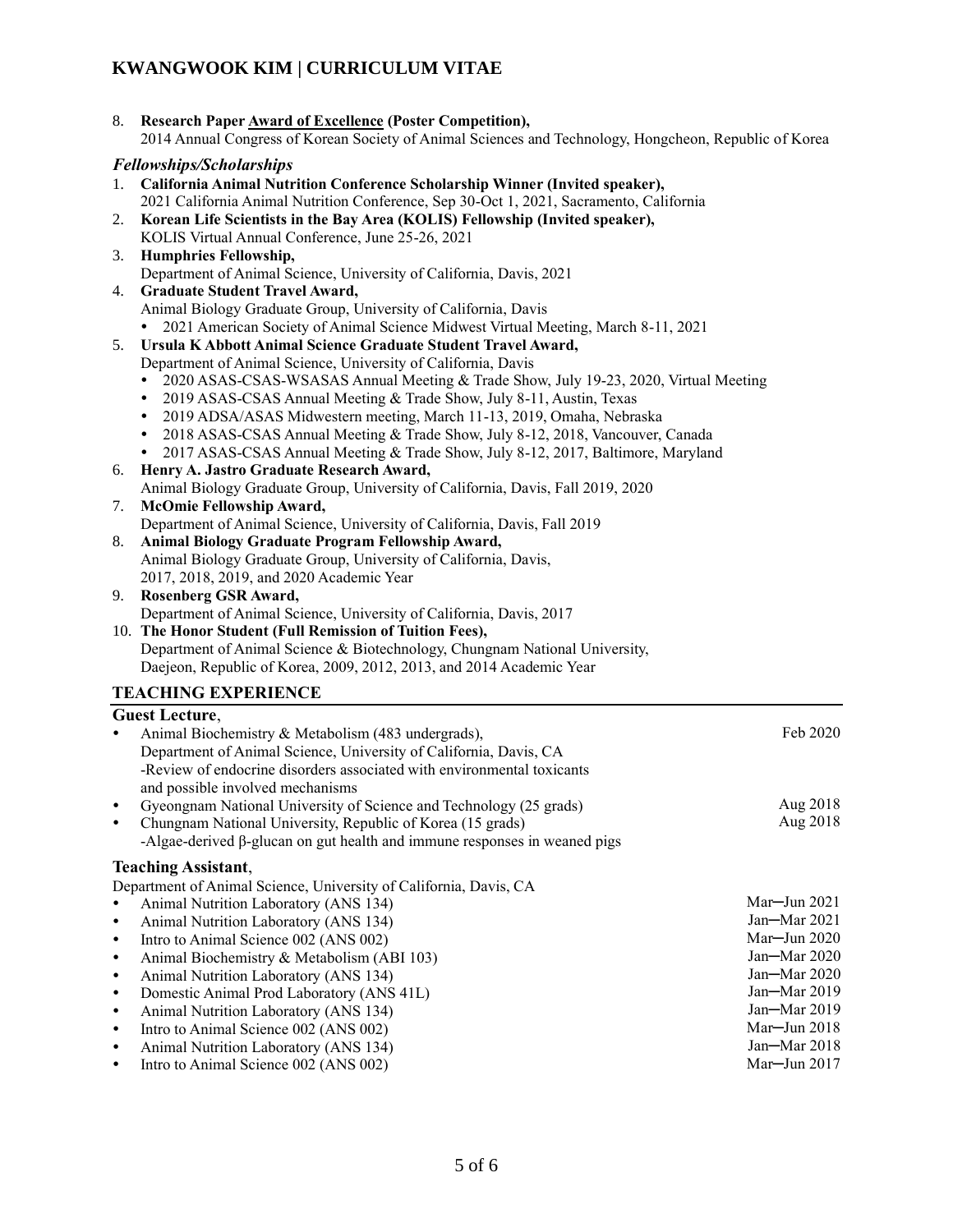8. **Research Paper Award of Excellence (Poster Competition),**
   2014 Annual Congress of Korean Society of Animal Sciences and Technology, Hongcheon, Republic of Korea

### *Fellowships/Scholarships*

1. **California Animal Nutrition Conference Scholarship Winner (Invited speaker),**
   2021 California Animal Nutrition Conference, Sep 30-Oct 1, 2021, Sacramento, California
2. **Korean Life Scientists in the Bay Area (KOLIS) Fellowship (Invited speaker),**
   KOLIS Virtual Annual Conference, June 25-26, 2021
3. **Humphries Fellowship,**
   Department of Animal Science, University of California, Davis, 2021
4. **Graduate Student Travel Award,**
   Animal Biology Graduate Group, University of California, Davis
   - 2021 American Society of Animal Science Midwest Virtual Meeting, March 8-11, 2021
5. **Ursula K Abbott Animal Science Graduate Student Travel Award,**
   Department of Animal Science, University of California, Davis
   - 2020 ASAS-CSAS-WSASAS Annual Meeting & Trade Show, July 19-23, 2020, Virtual Meeting
   - 2019 ASAS-CSAS Annual Meeting & Trade Show, July 8-11, Austin, Texas
   - 2019 ADSA/ASAS Midwestern meeting, March 11-13, 2019, Omaha, Nebraska
   - 2018 ASAS-CSAS Annual Meeting & Trade Show, July 8-12, 2018, Vancouver, Canada
   - 2017 ASAS-CSAS Annual Meeting & Trade Show, July 8-12, 2017, Baltimore, Maryland
6. **Henry A. Jastro Graduate Research Award,**
   Animal Biology Graduate Group, University of California, Davis, Fall 2019, 2020
7. **McOmie Fellowship Award,**
   Department of Animal Science, University of California, Davis, Fall 2019
8. **Animal Biology Graduate Program Fellowship Award,**
   Animal Biology Graduate Group, University of California, Davis,
   2017, 2018, 2019, and 2020 Academic Year
9. **Rosenberg GSR Award,**
   Department of Animal Science, University of California, Davis, 2017
10. **The Honor Student (Full Remission of Tuition Fees),**
    Department of Animal Science & Biotechnology, Chungnam National University,
    Daejeon, Republic of Korea, 2009, 2012, 2013, and 2014 Academic Year

## TEACHING EXPERIENCE

### Guest Lecture,

- Animal Biochemistry & Metabolism (483 undergrads), — Feb 2020
  Department of Animal Science, University of California, Davis, CA
  -Review of endocrine disorders associated with environmental toxicants and possible involved mechanisms
- Gyeongnam National University of Science and Technology (25 grads) — Aug 2018
- Chungnam National University, Republic of Korea (15 grads) — Aug 2018
  -Algae-derived β-glucan on gut health and immune responses in weaned pigs

### Teaching Assistant,

Department of Animal Science, University of California, Davis, CA

- Animal Nutrition Laboratory (ANS 134) — Mar–Jun 2021
- Animal Nutrition Laboratory (ANS 134) — Jan–Mar 2021
- Intro to Animal Science 002 (ANS 002) — Mar–Jun 2020
- Animal Biochemistry & Metabolism (ABI 103) — Jan–Mar 2020
- Animal Nutrition Laboratory (ANS 134) — Jan–Mar 2020
- Domestic Animal Prod Laboratory (ANS 41L) — Jan–Mar 2019
- Animal Nutrition Laboratory (ANS 134) — Jan–Mar 2019
- Intro to Animal Science 002 (ANS 002) — Mar–Jun 2018
- Animal Nutrition Laboratory (ANS 134) — Jan–Mar 2018
- Intro to Animal Science 002 (ANS 002) — Mar–Jun 2017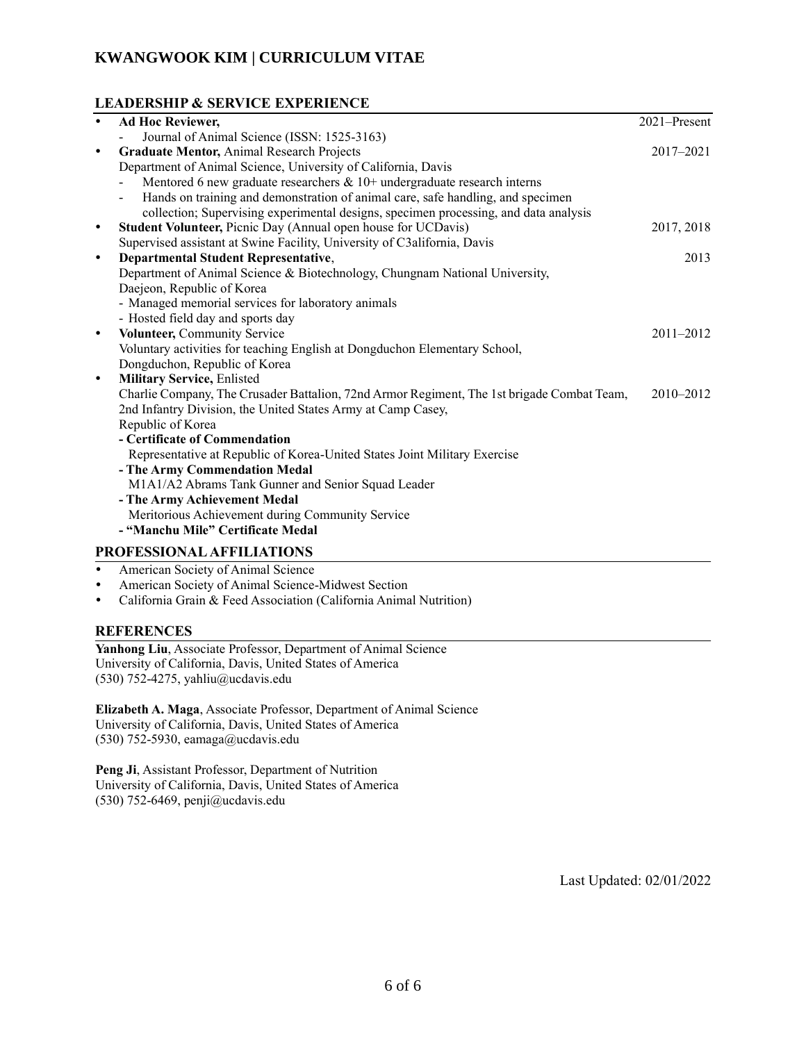## LEADERSHIP & SERVICE EXPERIENCE

- **Ad Hoc Reviewer,** 2021–Present
  - Journal of Animal Science (ISSN: 1525-3163)
- **Graduate Mentor,** Animal Research Projects 2017–2021
  Department of Animal Science, University of California, Davis
  - Mentored 6 new graduate researchers & 10+ undergraduate research interns
  - Hands on training and demonstration of animal care, safe handling, and specimen collection; Supervising experimental designs, specimen processing, and data analysis
- **Student Volunteer,** Picnic Day (Annual open house for UCDavis) 2017, 2018
  Supervised assistant at Swine Facility, University of C3alifornia, Davis
- **Departmental Student Representative**, 2013
  Department of Animal Science & Biotechnology, Chungnam National University, Daejeon, Republic of Korea
  - Managed memorial services for laboratory animals
  - Hosted field day and sports day
- **Volunteer,** Community Service 2011–2012
  Voluntary activities for teaching English at Dongduchon Elementary School, Dongduchon, Republic of Korea
- **Military Service,** Enlisted
  Charlie Company, The Crusader Battalion, 72nd Armor Regiment, The 1st brigade Combat Team, 2nd Infantry Division, the United States Army at Camp Casey, Republic of Korea 2010–2012
  - **Certificate of Commendation**
    Representative at Republic of Korea-United States Joint Military Exercise
  - **The Army Commendation Medal**
    M1A1/A2 Abrams Tank Gunner and Senior Squad Leader
  - **The Army Achievement Medal**
    Meritorious Achievement during Community Service
  - **"Manchu Mile" Certificate Medal**

## PROFESSIONAL AFFILIATIONS

- American Society of Animal Science
- American Society of Animal Science-Midwest Section
- California Grain & Feed Association (California Animal Nutrition)

## REFERENCES

**Yanhong Liu**, Associate Professor, Department of Animal Science
University of California, Davis, United States of America
(530) 752-4275, yahliu@ucdavis.edu

**Elizabeth A. Maga**, Associate Professor, Department of Animal Science
University of California, Davis, United States of America
(530) 752-5930, eamaga@ucdavis.edu

**Peng Ji**, Assistant Professor, Department of Nutrition
University of California, Davis, United States of America
(530) 752-6469, penji@ucdavis.edu

Last Updated: 02/01/2022